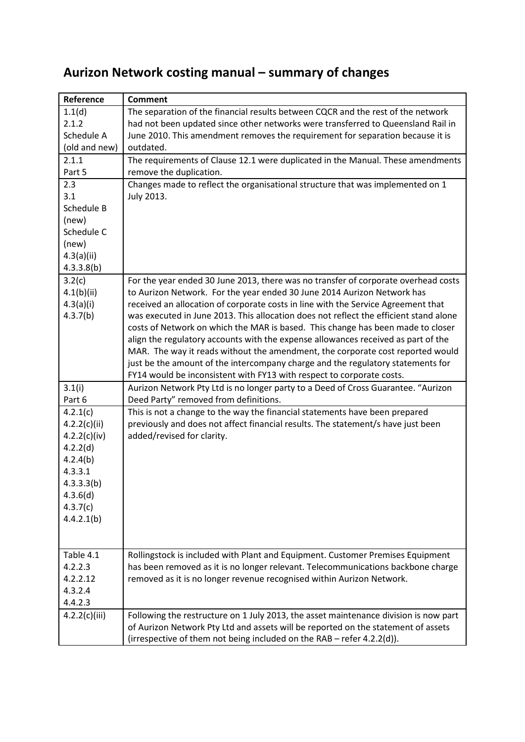# Aurizon Network costing manual – summary of changes

| Reference | Comment |
|---|---|
| 1.1(d)<br>2.1.2<br>Schedule A (old and new) | The separation of the financial results between CQCR and the rest of the network had not been updated since other networks were transferred to Queensland Rail in June 2010. This amendment removes the requirement for separation because it is outdated. |
| 2.1.1<br>Part 5 | The requirements of Clause 12.1 were duplicated in the Manual. These amendments remove the duplication. |
| 2.3<br>3.1<br>Schedule B (new)<br>Schedule C (new)<br>4.3(a)(ii)<br>4.3.3.8(b) | Changes made to reflect the organisational structure that was implemented on 1 July 2013. |
| 3.2(c)<br>4.1(b)(ii)<br>4.3(a)(i)<br>4.3.7(b) | For the year ended 30 June 2013, there was no transfer of corporate overhead costs to Aurizon Network. For the year ended 30 June 2014 Aurizon Network has received an allocation of corporate costs in line with the Service Agreement that was executed in June 2013. This allocation does not reflect the efficient stand alone costs of Network on which the MAR is based. This change has been made to closer align the regulatory accounts with the expense allowances received as part of the MAR. The way it reads without the amendment, the corporate cost reported would just be the amount of the intercompany charge and the regulatory statements for FY14 would be inconsistent with FY13 with respect to corporate costs. |
| 3.1(i)<br>Part 6 | Aurizon Network Pty Ltd is no longer party to a Deed of Cross Guarantee. "Aurizon Deed Party" removed from definitions. |
| 4.2.1(c)<br>4.2.2(c)(ii)<br>4.2.2(c)(iv)<br>4.2.2(d)<br>4.2.4(b)<br>4.3.3.1<br>4.3.3.3(b)<br>4.3.6(d)<br>4.3.7(c)<br>4.4.2.1(b) | This is not a change to the way the financial statements have been prepared previously and does not affect financial results. The statement/s have just been added/revised for clarity. |
| Table 4.1<br>4.2.2.3<br>4.2.2.12<br>4.3.2.4<br>4.4.2.3 | Rollingstock is included with Plant and Equipment. Customer Premises Equipment has been removed as it is no longer relevant. Telecommunications backbone charge removed as it is no longer revenue recognised within Aurizon Network. |
| 4.2.2(c)(iii) | Following the restructure on 1 July 2013, the asset maintenance division is now part of Aurizon Network Pty Ltd and assets will be reported on the statement of assets (irrespective of them not being included on the RAB – refer 4.2.2(d)). |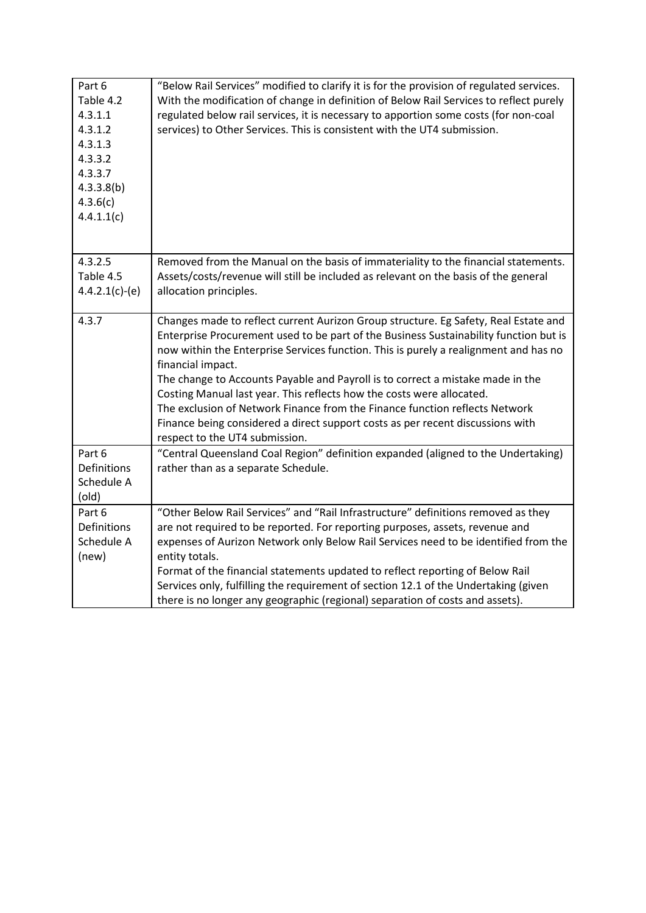| | |
|---|---|
| Part 6<br>Table 4.2<br>4.3.1.1<br>4.3.1.2<br>4.3.1.3<br>4.3.2.2<br>4.3.3.7<br>4.3.3.8(b)<br>4.3.6(c)<br>4.4.1.1(c) | "Below Rail Services" modified to clarify it is for the provision of regulated services. With the modification of change in definition of Below Rail Services to reflect purely regulated below rail services, it is necessary to apportion some costs (for non-coal services) to Other Services. This is consistent with the UT4 submission. |
| 4.3.2.5<br>Table 4.5<br>4.4.2.1(c)-(e) | Removed from the Manual on the basis of immateriality to the financial statements. Assets/costs/revenue will still be included as relevant on the basis of the general allocation principles. |
| 4.3.7 | Changes made to reflect current Aurizon Group structure. Eg Safety, Real Estate and Enterprise Procurement used to be part of the Business Sustainability function but is now within the Enterprise Services function. This is purely a realignment and has no financial impact.<br>The change to Accounts Payable and Payroll is to correct a mistake made in the Costing Manual last year. This reflects how the costs were allocated.<br>The exclusion of Network Finance from the Finance function reflects Network Finance being considered a direct support costs as per recent discussions with respect to the UT4 submission. |
| Part 6<br>Definitions<br>Schedule A (old) | "Central Queensland Coal Region" definition expanded (aligned to the Undertaking) rather than as a separate Schedule. |
| Part 6<br>Definitions<br>Schedule A (new) | "Other Below Rail Services" and "Rail Infrastructure" definitions removed as they are not required to be reported. For reporting purposes, assets, revenue and expenses of Aurizon Network only Below Rail Services need to be identified from the entity totals.<br>Format of the financial statements updated to reflect reporting of Below Rail Services only, fulfilling the requirement of section 12.1 of the Undertaking (given there is no longer any geographic (regional) separation of costs and assets). |